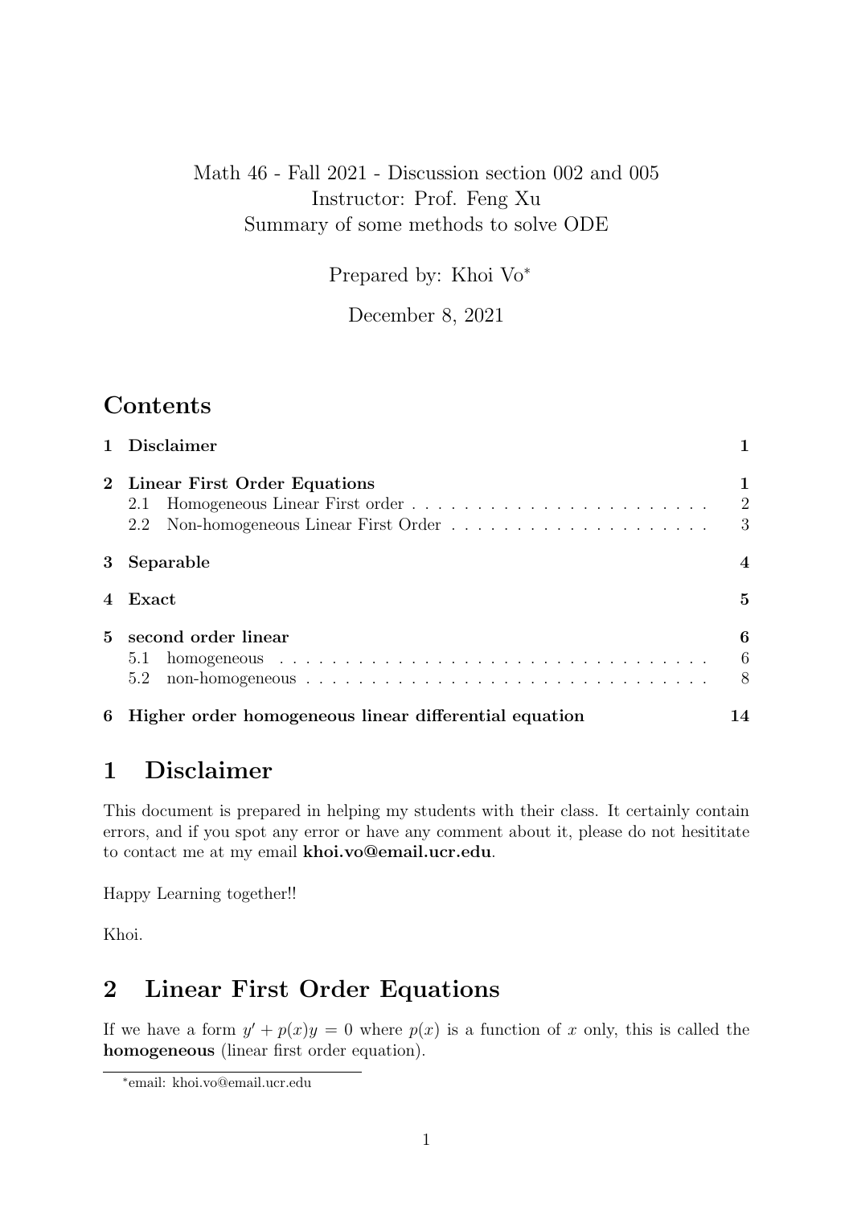Math 46 - Fall 2021 - Discussion section 002 and 005
Instructor: Prof. Feng Xu
Summary of some methods to solve ODE

Prepared by: Khoi Vo*

December 8, 2021

# Contents

| | | |
|---|---|---|
| **1 Disclaimer** | | **1** |
| **2 Linear First Order Equations** | | **1** |
| | 2.1 Homogeneous Linear First order | 2 |
| | 2.2 Non-homogeneous Linear First Order | 3 |
| **3 Separable** | | **4** |
| **4 Exact** | | **5** |
| **5 second order linear** | | **6** |
| | 5.1 homogeneous | 6 |
| | 5.2 non-homogeneous | 8 |
| **6 Higher order homogeneous linear differential equation** | | **14** |

# 1 Disclaimer

This document is prepared in helping my students with their class. It certainly contain errors, and if you spot any error or have any comment about it, please do not hesititate to contact me at my email **khoi.vo@email.ucr.edu**.

Happy Learning together!!

Khoi.

# 2 Linear First Order Equations

If we have a form $y' + p(x)y = 0$ where $p(x)$ is a function of $x$ only, this is called the **homogeneous** (linear first order equation).

*email: khoi.vo@email.ucr.edu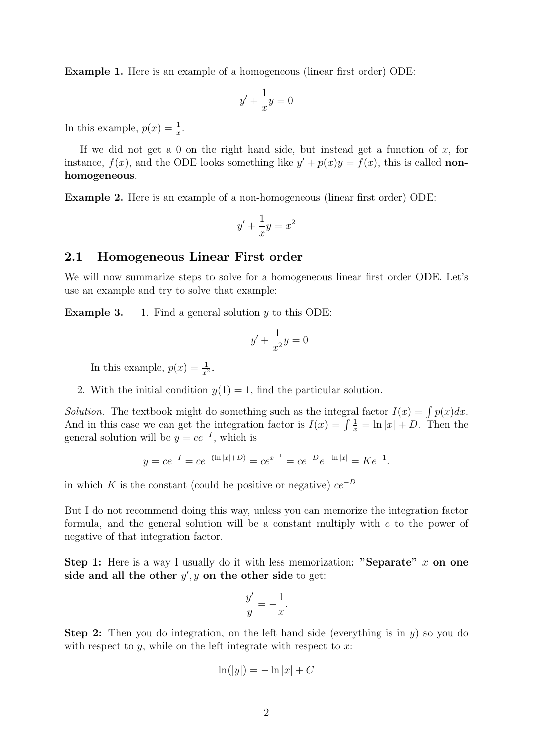**Example 1.** Here is an example of a homogeneous (linear first order) ODE:

$$y' + \frac{1}{x}y = 0$$

In this example, $p(x) = \frac{1}{x}$.

If we did not get a 0 on the right hand side, but instead get a function of $x$, for instance, $f(x)$, and the ODE looks something like $y' + p(x)y = f(x)$, this is called **non-homogeneous**.

**Example 2.** Here is an example of a non-homogeneous (linear first order) ODE:

$$y' + \frac{1}{x}y = x^2$$

## 2.1 Homogeneous Linear First order

We will now summarize steps to solve for a homogeneous linear first order ODE. Let's use an example and try to solve that example:

**Example 3.**

1. Find a general solution $y$ to this ODE:

$$y' + \frac{1}{x^2}y = 0$$

   In this example, $p(x) = \frac{1}{x^2}$.

2. With the initial condition $y(1) = 1$, find the particular solution.

*Solution.* The textbook might do something such as the integral factor $I(x) = \int p(x)dx$. And in this case we can get the integration factor is $I(x) = \int \frac{1}{x} = \ln|x| + D$. Then the general solution will be $y = ce^{-I}$, which is

$$y = ce^{-I} = ce^{-(\ln|x|+D)} = ce^{x^{-1}} = ce^{-D}e^{-\ln|x|} = Ke^{-1}.$$

in which $K$ is the constant (could be positive or negative) $ce^{-D}$

But I do not recommend doing this way, unless you can memorize the integration factor formula, and the general solution will be a constant multiply with $e$ to the power of negative of that integration factor.

**Step 1:** Here is a way I usually do it with less memorization: **"Separate" $x$ on one side and all the other $y', y$ on the other side** to get:

$$\frac{y'}{y} = -\frac{1}{x}.$$

**Step 2:** Then you do integration, on the left hand side (everything is in $y$) so you do with respect to $y$, while on the left integrate with respect to $x$:

$$\ln(|y|) = -\ln|x| + C$$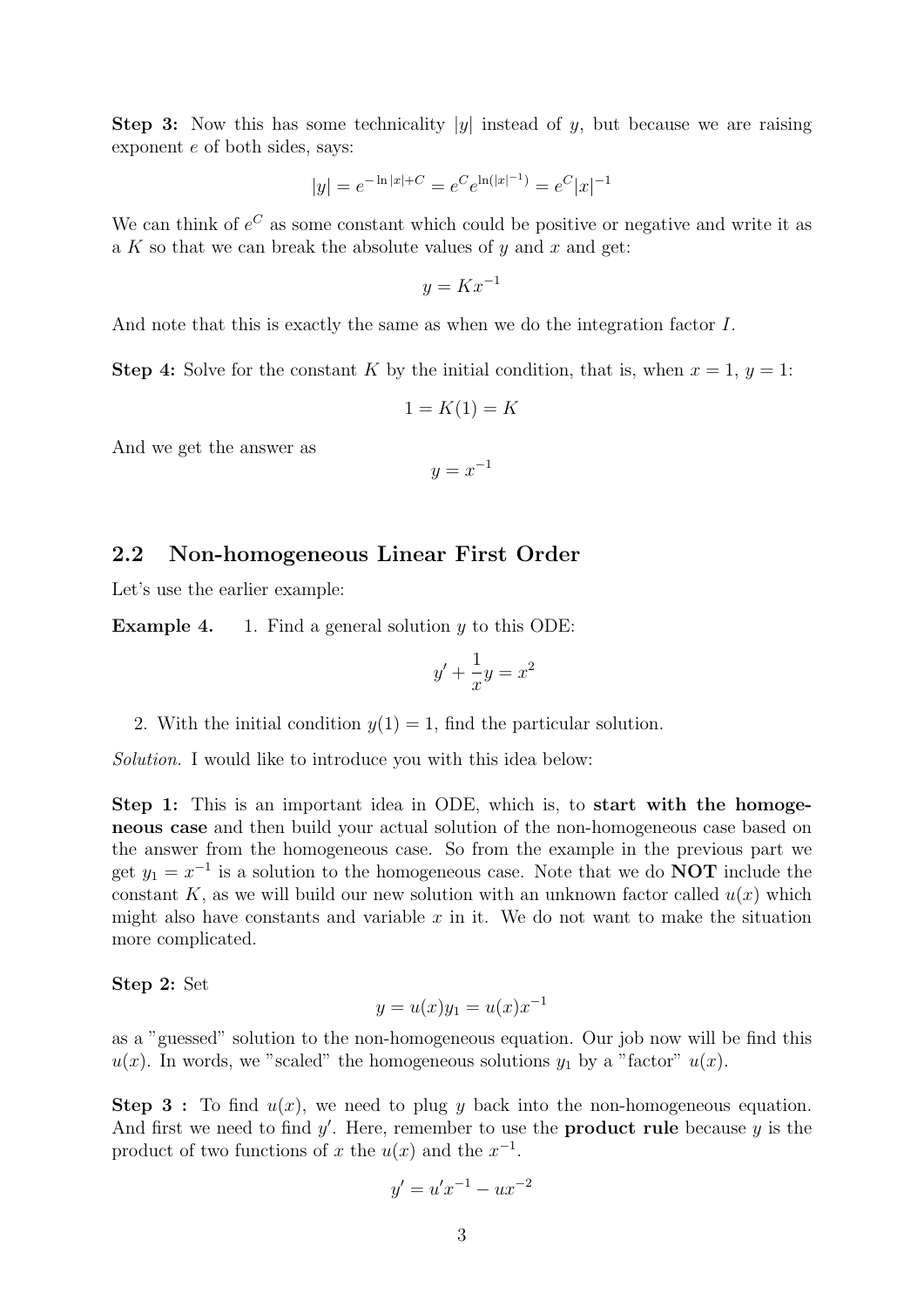**Step 3:** Now this has some technicality $|y|$ instead of $y$, but because we are raising exponent $e$ of both sides, says:

$$|y| = e^{-\ln|x|+C} = e^C e^{\ln(|x|^{-1})} = e^C|x|^{-1}$$

We can think of $e^C$ as some constant which could be positive or negative and write it as a $K$ so that we can break the absolute values of $y$ and $x$ and get:

$$y = Kx^{-1}$$

And note that this is exactly the same as when we do the integration factor $I$.

**Step 4:** Solve for the constant $K$ by the initial condition, that is, when $x = 1$, $y = 1$:

$$1 = K(1) = K$$

And we get the answer as

$$y = x^{-1}$$

## 2.2 Non-homogeneous Linear First Order

Let's use the earlier example:

**Example 4.** 1. Find a general solution $y$ to this ODE:

$$y' + \frac{1}{x}y = x^2$$

2. With the initial condition $y(1) = 1$, find the particular solution.

*Solution.* I would like to introduce you with this idea below:

**Step 1:** This is an important idea in ODE, which is, to **start with the homogeneous case** and then build your actual solution of the non-homogeneous case based on the answer from the homogeneous case. So from the example in the previous part we get $y_1 = x^{-1}$ is a solution to the homogeneous case. Note that we do **NOT** include the constant $K$, as we will build our new solution with an unknown factor called $u(x)$ which might also have constants and variable $x$ in it. We do not want to make the situation more complicated.

**Step 2:** Set

$$y = u(x)y_1 = u(x)x^{-1}$$

as a "guessed" solution to the non-homogeneous equation. Our job now will be find this $u(x)$. In words, we "scaled" the homogeneous solutions $y_1$ by a "factor" $u(x)$.

**Step 3 :** To find $u(x)$, we need to plug $y$ back into the non-homogeneous equation. And first we need to find $y'$. Here, remember to use the **product rule** because $y$ is the product of two functions of $x$ the $u(x)$ and the $x^{-1}$.

$$y' = u'x^{-1} - ux^{-2}$$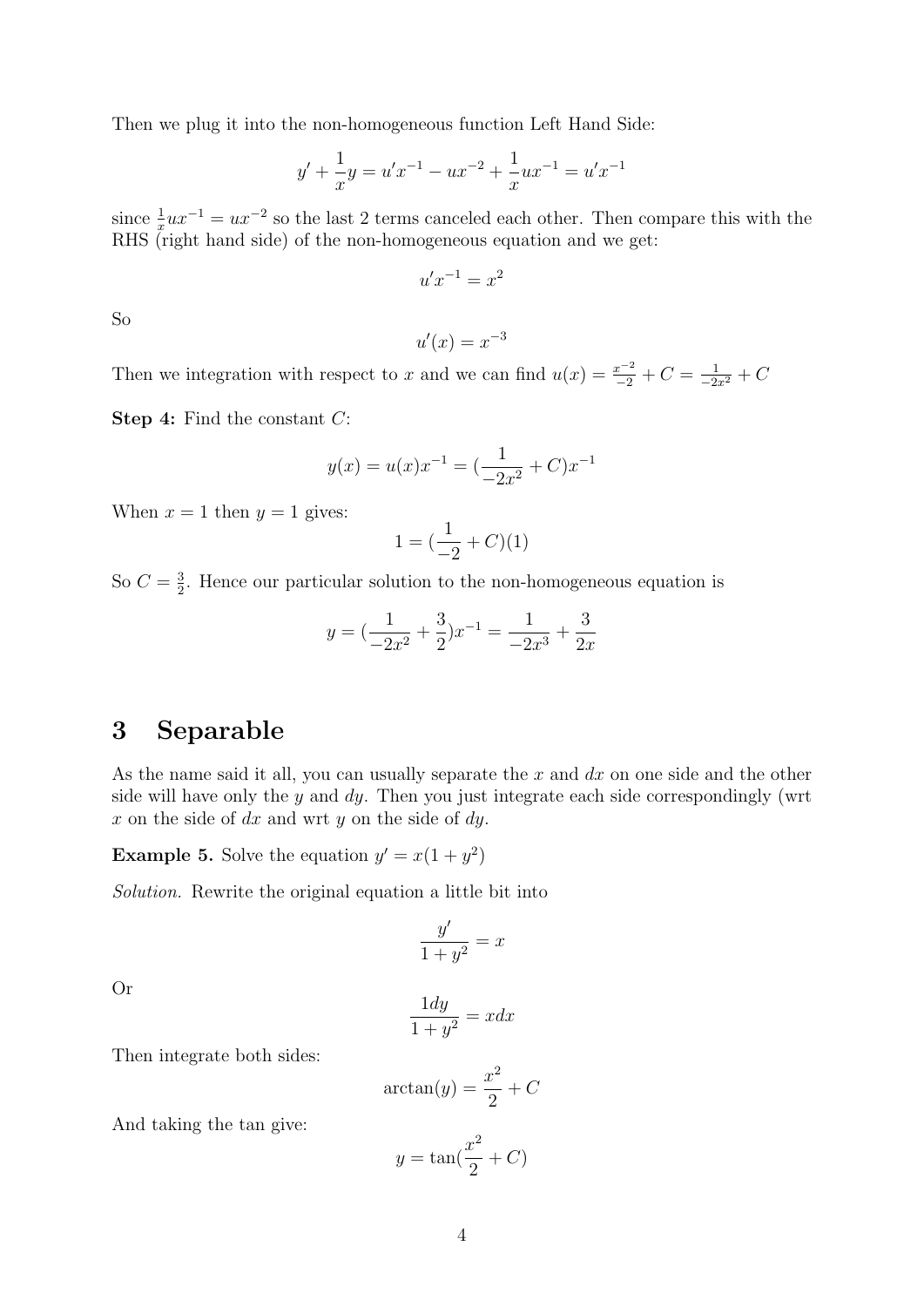Then we plug it into the non-homogeneous function Left Hand Side:

$$y' + \frac{1}{x}y = u'x^{-1} - ux^{-2} + \frac{1}{x}ux^{-1} = u'x^{-1}$$

since $\frac{1}{x}ux^{-1} = ux^{-2}$ so the last 2 terms canceled each other. Then compare this with the RHS (right hand side) of the non-homogeneous equation and we get:

$$u'x^{-1} = x^2$$

So

$$u'(x) = x^{-3}$$

Then we integration with respect to $x$ and we can find $u(x) = \frac{x^{-2}}{-2} + C = \frac{1}{-2x^2} + C$

**Step 4:** Find the constant $C$:

$$y(x) = u(x)x^{-1} = (\frac{1}{-2x^2} + C)x^{-1}$$

When $x = 1$ then $y = 1$ gives:

$$1 = (\frac{1}{-2} + C)(1)$$

So $C = \frac{3}{2}$. Hence our particular solution to the non-homogeneous equation is

$$y = (\frac{1}{-2x^2} + \frac{3}{2})x^{-1} = \frac{1}{-2x^3} + \frac{3}{2x}$$

# 3 Separable

As the name said it all, you can usually separate the $x$ and $dx$ on one side and the other side will have only the $y$ and $dy$. Then you just integrate each side correspondingly (wrt $x$ on the side of $dx$ and wrt $y$ on the side of $dy$.

**Example 5.** Solve the equation $y' = x(1 + y^2)$

*Solution.* Rewrite the original equation a little bit into

$$\frac{y'}{1 + y^2} = x$$

Or

$$\frac{1dy}{1 + y^2} = xdx$$

Then integrate both sides:

$$\arctan(y) = \frac{x^2}{2} + C$$

And taking the tan give:

$$y = \tan(\frac{x^2}{2} + C)$$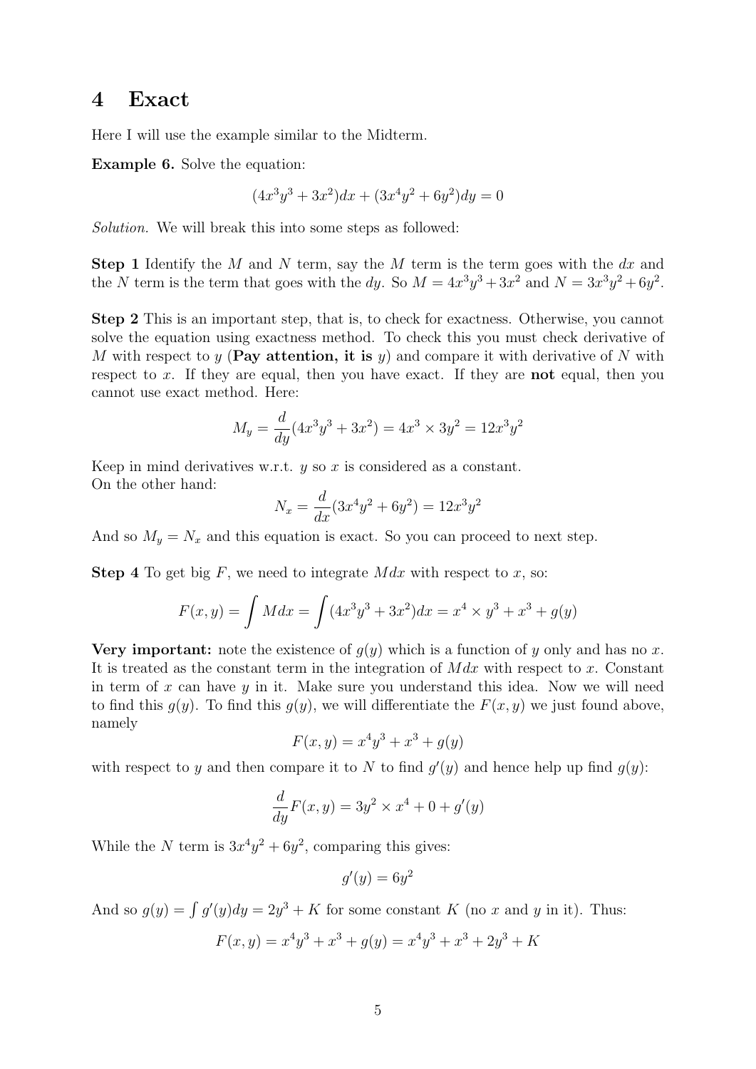# 4 Exact

Here I will use the example similar to the Midterm.

**Example 6.** Solve the equation:

$$(4x^3y^3 + 3x^2)dx + (3x^4y^2 + 6y^2)dy = 0$$

*Solution.* We will break this into some steps as followed:

**Step 1** Identify the $M$ and $N$ term, say the $M$ term is the term goes with the $dx$ and the $N$ term is the term that goes with the $dy$. So $M = 4x^3y^3 + 3x^2$ and $N = 3x^3y^2 + 6y^2$.

**Step 2** This is an important step, that is, to check for exactness. Otherwise, you cannot solve the equation using exactness method. To check this you must check derivative of $M$ with respect to $y$ (**Pay attention, it is** $y$) and compare it with derivative of $N$ with respect to $x$. If they are equal, then you have exact. If they are **not** equal, then you cannot use exact method. Here:

$$M_y = \frac{d}{dy}(4x^3y^3 + 3x^2) = 4x^3 \times 3y^2 = 12x^3y^2$$

Keep in mind derivatives w.r.t. $y$ so $x$ is considered as a constant.
On the other hand:

$$N_x = \frac{d}{dx}(3x^4y^2 + 6y^2) = 12x^3y^2$$

And so $M_y = N_x$ and this equation is exact. So you can proceed to next step.

**Step 4** To get big $F$, we need to integrate $Mdx$ with respect to $x$, so:

$$F(x, y) = \int Mdx = \int (4x^3y^3 + 3x^2)dx = x^4 \times y^3 + x^3 + g(y)$$

**Very important:** note the existence of $g(y)$ which is a function of $y$ only and has no $x$. It is treated as the constant term in the integration of $Mdx$ with respect to $x$. Constant in term of $x$ can have $y$ in it. Make sure you understand this idea. Now we will need to find this $g(y)$. To find this $g(y)$, we will differentiate the $F(x, y)$ we just found above, namely

$$F(x, y) = x^4y^3 + x^3 + g(y)$$

with respect to $y$ and then compare it to $N$ to find $g'(y)$ and hence help up find $g(y)$:

$$\frac{d}{dy}F(x, y) = 3y^2 \times x^4 + 0 + g'(y)$$

While the $N$ term is $3x^4y^2 + 6y^2$, comparing this gives:

$$g'(y) = 6y^2$$

And so $g(y) = \int g'(y)dy = 2y^3 + K$ for some constant $K$ (no $x$ and $y$ in it). Thus:

$$F(x, y) = x^4y^3 + x^3 + g(y) = x^4y^3 + x^3 + 2y^3 + K$$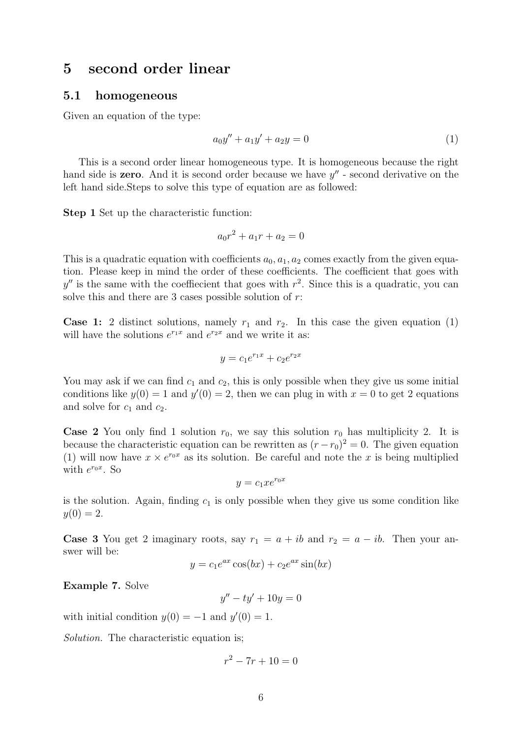# 5 second order linear

## 5.1 homogeneous

Given an equation of the type:

$$a_0y'' + a_1y' + a_2y = 0 \tag{1}$$

This is a second order linear homogeneous type. It is homogeneous because the right hand side is **zero**. And it is second order because we have $y''$ - second derivative on the left hand side.Steps to solve this type of equation are as followed:

**Step 1** Set up the characteristic function:

$$a_0r^2 + a_1r + a_2 = 0$$

This is a quadratic equation with coefficients $a_0, a_1, a_2$ comes exactly from the given equation. Please keep in mind the order of these coefficients. The coefficient that goes with $y''$ is the same with the coeffiecient that goes with $r^2$. Since this is a quadratic, you can solve this and there are 3 cases possible solution of $r$:

**Case 1:** 2 distinct solutions, namely $r_1$ and $r_2$. In this case the given equation (1) will have the solutions $e^{r_1x}$ and $e^{r_2x}$ and we write it as:

$$y = c_1e^{r_1x} + c_2e^{r_2x}$$

You may ask if we can find $c_1$ and $c_2$, this is only possible when they give us some initial conditions like $y(0) = 1$ and $y'(0) = 2$, then we can plug in with $x = 0$ to get 2 equations and solve for $c_1$ and $c_2$.

**Case 2** You only find 1 solution $r_0$, we say this solution $r_0$ has multiplicity 2. It is because the characteristic equation can be rewritten as $(r - r_0)^2 = 0$. The given equation (1) will now have $x \times e^{r_0x}$ as its solution. Be careful and note the $x$ is being multiplied with $e^{r_0x}$. So

$$y = c_1xe^{r_0x}$$

is the solution. Again, finding $c_1$ is only possible when they give us some condition like $y(0) = 2$.

**Case 3** You get 2 imaginary roots, say $r_1 = a + ib$ and $r_2 = a - ib$. Then your answer will be:

$$y = c_1e^{ax}\cos(bx) + c_2e^{ax}\sin(bx)$$

**Example 7.** Solve

$$y'' - ty' + 10y = 0$$

with initial condition $y(0) = -1$ and $y'(0) = 1$.

*Solution.* The characteristic equation is;

$$r^2 - 7r + 10 = 0$$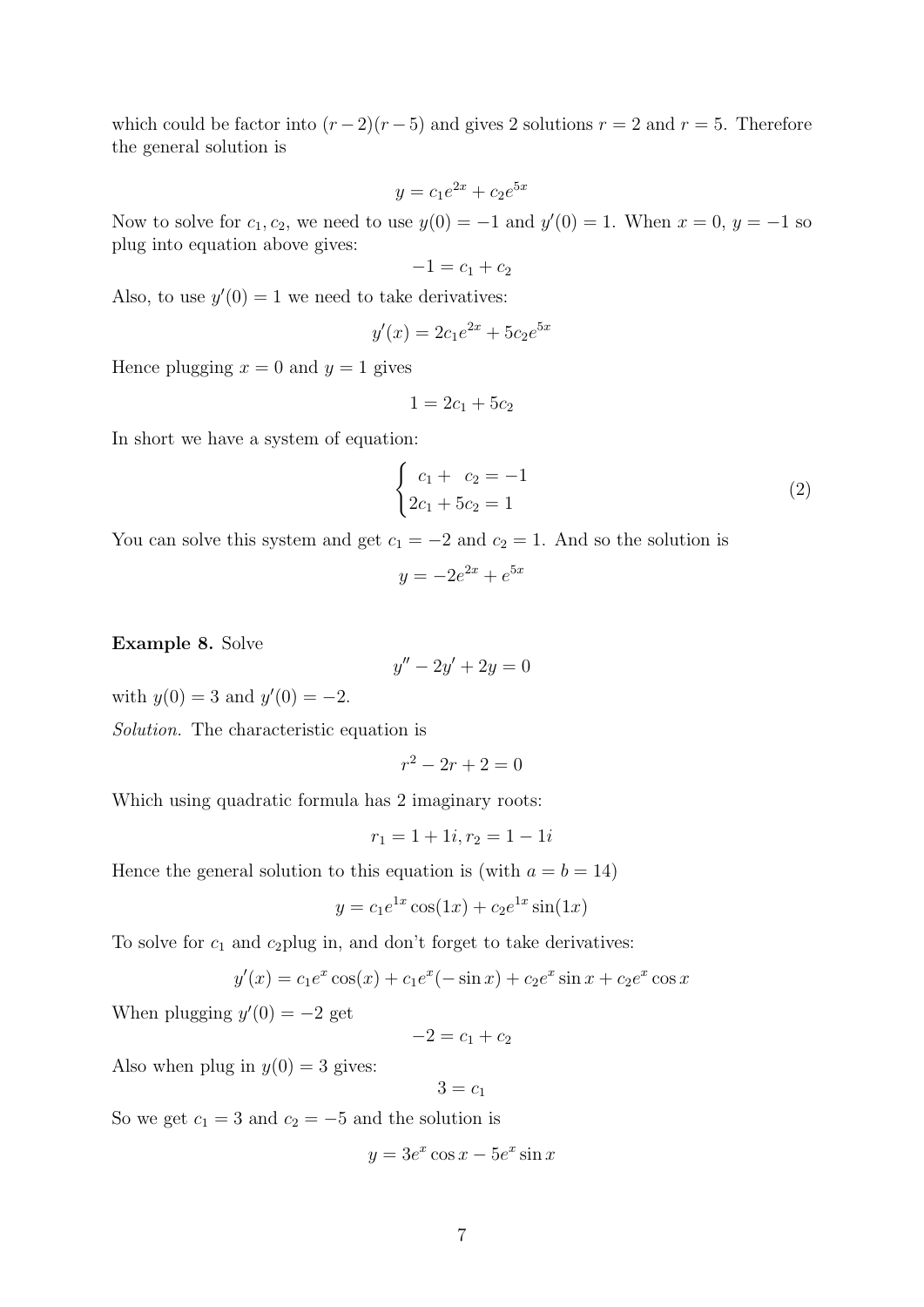which could be factor into $(r-2)(r-5)$ and gives 2 solutions $r = 2$ and $r = 5$. Therefore the general solution is

$$y = c_1 e^{2x} + c_2 e^{5x}$$

Now to solve for $c_1, c_2$, we need to use $y(0) = -1$ and $y'(0) = 1$. When $x = 0$, $y = -1$ so plug into equation above gives:

$$-1 = c_1 + c_2$$

Also, to use $y'(0) = 1$ we need to take derivatives:

$$y'(x) = 2c_1 e^{2x} + 5c_2 e^{5x}$$

Hence plugging $x = 0$ and $y = 1$ gives

$$1 = 2c_1 + 5c_2$$

In short we have a system of equation:

$$\begin{cases} c_1 + \ \ c_2 = -1 \\ 2c_1 + 5c_2 = 1 \end{cases} \tag{2}$$

You can solve this system and get $c_1 = -2$ and $c_2 = 1$. And so the solution is

$$y = -2e^{2x} + e^{5x}$$

**Example 8.** Solve

$$y'' - 2y' + 2y = 0$$

with $y(0) = 3$ and $y'(0) = -2$.

*Solution.* The characteristic equation is

$$r^2 - 2r + 2 = 0$$

Which using quadratic formula has 2 imaginary roots:

$$r_1 = 1 + 1i, r_2 = 1 - 1i$$

Hence the general solution to this equation is (with $a = b = 14$)

$$y = c_1 e^{1x} \cos(1x) + c_2 e^{1x} \sin(1x)$$

To solve for $c_1$ and $c_2$plug in, and don't forget to take derivatives:

$$y'(x) = c_1 e^x \cos(x) + c_1 e^x(-\sin x) + c_2 e^x \sin x + c_2 e^x \cos x$$

When plugging $y'(0) = -2$ get

$$-2 = c_1 + c_2$$

Also when plug in $y(0) = 3$ gives:

$$3 = c_1$$

So we get $c_1 = 3$ and $c_2 = -5$ and the solution is

$$y = 3e^x \cos x - 5e^x \sin x$$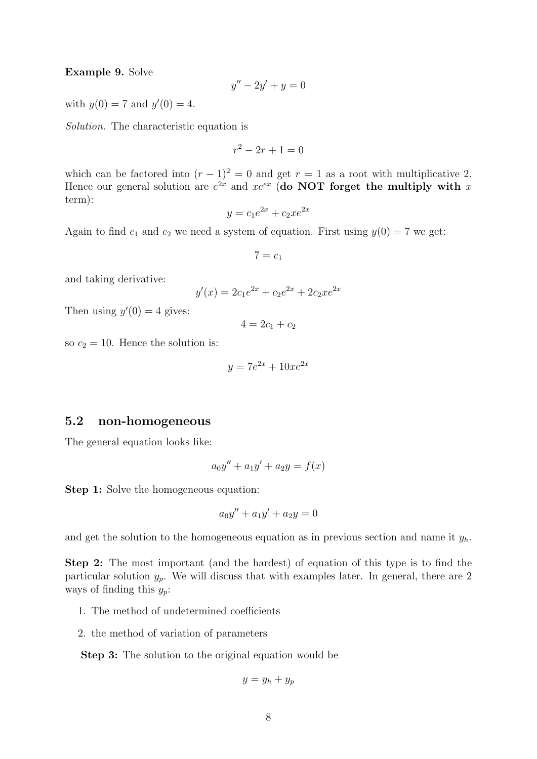**Example 9.** Solve

$$y'' - 2y' + y = 0$$

with $y(0) = 7$ and $y'(0) = 4$.

*Solution.* The characteristic equation is

$$r^2 - 2r + 1 = 0$$

which can be factored into $(r-1)^2 = 0$ and get $r = 1$ as a root with multiplicative 2. Hence our general solution are $e^{2x}$ and $xe^{ex}$ (**do NOT forget the multiply with** $x$ term):

$$y = c_1 e^{2x} + c_2 x e^{2x}$$

Again to find $c_1$ and $c_2$ we need a system of equation. First using $y(0) = 7$ we get:

$$7 = c_1$$

and taking derivative:

$$y'(x) = 2c_1 e^{2x} + c_2 e^{2x} + 2c_2 x e^{2x}$$

Then using $y'(0) = 4$ gives:

$$4 = 2c_1 + c_2$$

so $c_2 = 10$. Hence the solution is:

$$y = 7e^{2x} + 10xe^{2x}$$

## 5.2 non-homogeneous

The general equation looks like:

$$a_0 y'' + a_1 y' + a_2 y = f(x)$$

**Step 1:** Solve the homogeneous equation:

$$a_0 y'' + a_1 y' + a_2 y = 0$$

and get the solution to the homogeneous equation as in previous section and name it $y_h$.

**Step 2:** The most important (and the hardest) of equation of this type is to find the particular solution $y_p$. We will discuss that with examples later. In general, there are 2 ways of finding this $y_p$:

1. The method of undetermined coefficients
2. the method of variation of parameters

**Step 3:** The solution to the original equation would be

$$y = y_h + y_p$$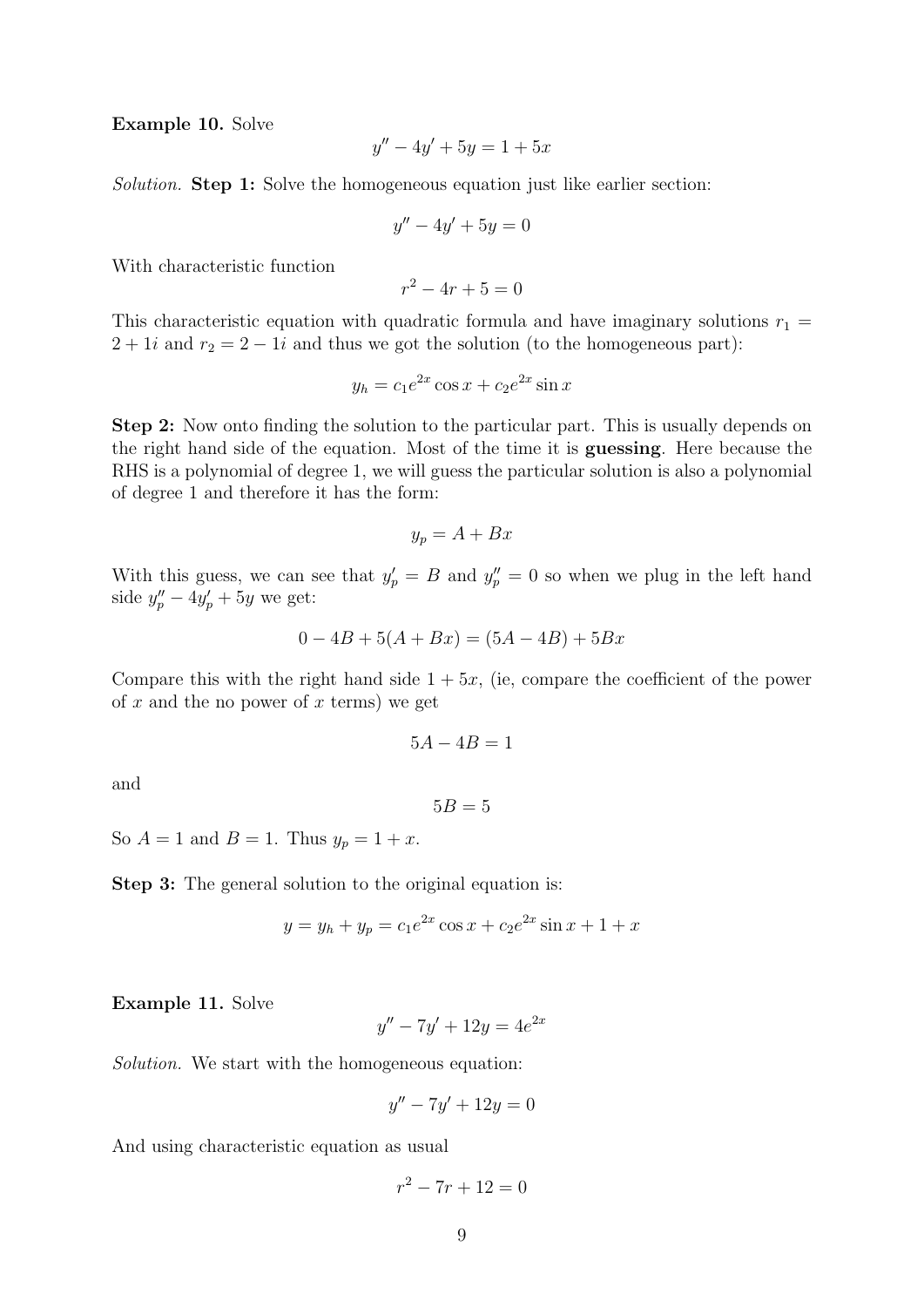**Example 10.** Solve

$$y'' - 4y' + 5y = 1 + 5x$$

*Solution.* **Step 1:** Solve the homogeneous equation just like earlier section:

$$y'' - 4y' + 5y = 0$$

With characteristic function

$$r^2 - 4r + 5 = 0$$

This characteristic equation with quadratic formula and have imaginary solutions $r_1 = 2 + 1i$ and $r_2 = 2 - 1i$ and thus we got the solution (to the homogeneous part):

$$y_h = c_1 e^{2x} \cos x + c_2 e^{2x} \sin x$$

**Step 2:** Now onto finding the solution to the particular part. This is usually depends on the right hand side of the equation. Most of the time it is **guessing**. Here because the RHS is a polynomial of degree 1, we will guess the particular solution is also a polynomial of degree 1 and therefore it has the form:

$$y_p = A + Bx$$

With this guess, we can see that $y_p' = B$ and $y_p'' = 0$ so when we plug in the left hand side $y_p'' - 4y_p' + 5y$ we get:

$$0 - 4B + 5(A + Bx) = (5A - 4B) + 5Bx$$

Compare this with the right hand side $1 + 5x$, (ie, compare the coefficient of the power of $x$ and the no power of $x$ terms) we get

$$5A - 4B = 1$$

and

$$5B = 5$$

So $A = 1$ and $B = 1$. Thus $y_p = 1 + x$.

**Step 3:** The general solution to the original equation is:

$$y = y_h + y_p = c_1 e^{2x} \cos x + c_2 e^{2x} \sin x + 1 + x$$

**Example 11.** Solve

$$y'' - 7y' + 12y = 4e^{2x}$$

*Solution.* We start with the homogeneous equation:

$$y'' - 7y' + 12y = 0$$

And using characteristic equation as usual

$$r^2 - 7r + 12 = 0$$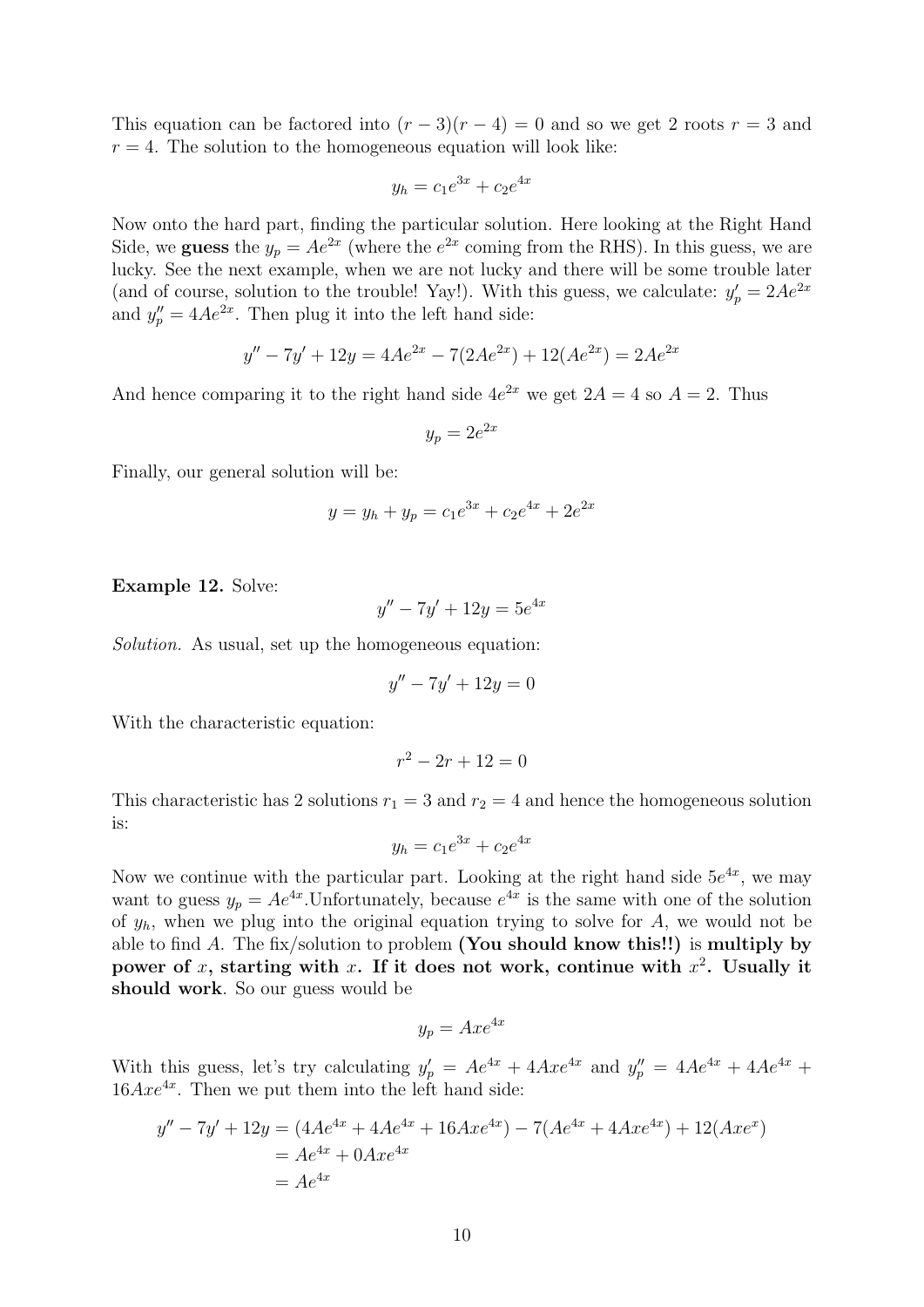This equation can be factored into $(r-3)(r-4)=0$ and so we get 2 roots $r=3$ and $r=4$. The solution to the homogeneous equation will look like:

$$y_h = c_1 e^{3x} + c_2 e^{4x}$$

Now onto the hard part, finding the particular solution. Here looking at the Right Hand Side, we **guess** the $y_p = Ae^{2x}$ (where the $e^{2x}$ coming from the RHS). In this guess, we are lucky. See the next example, when we are not lucky and there will be some trouble later (and of course, solution to the trouble! Yay!). With this guess, we calculate: $y_p' = 2Ae^{2x}$ and $y_p'' = 4Ae^{2x}$. Then plug it into the left hand side:

$$y'' - 7y' + 12y = 4Ae^{2x} - 7(2Ae^{2x}) + 12(Ae^{2x}) = 2Ae^{2x}$$

And hence comparing it to the right hand side $4e^{2x}$ we get $2A = 4$ so $A = 2$. Thus

$$y_p = 2e^{2x}$$

Finally, our general solution will be:

$$y = y_h + y_p = c_1 e^{3x} + c_2 e^{4x} + 2e^{2x}$$

**Example 12.** Solve:

$$y'' - 7y' + 12y = 5e^{4x}$$

*Solution.* As usual, set up the homogeneous equation:

$$y'' - 7y' + 12y = 0$$

With the characteristic equation:

$$r^2 - 2r + 12 = 0$$

This characteristic has 2 solutions $r_1 = 3$ and $r_2 = 4$ and hence the homogeneous solution is:

$$y_h = c_1 e^{3x} + c_2 e^{4x}$$

Now we continue with the particular part. Looking at the right hand side $5e^{4x}$, we may want to guess $y_p = Ae^{4x}$.Unfortunately, because $e^{4x}$ is the same with one of the solution of $y_h$, when we plug into the original equation trying to solve for $A$, we would not be able to find $A$. The fix/solution to problem **(You should know this!!)** is **multiply by power of $x$, starting with $x$. If it does not work, continue with $x^2$. Usually it should work**. So our guess would be

$$y_p = Axe^{4x}$$

With this guess, let's try calculating $y_p' = Ae^{4x} + 4Axe^{4x}$ and $y_p'' = 4Ae^{4x} + 4Ae^{4x} + 16Axe^{4x}$. Then we put them into the left hand side:

$$\begin{aligned}
y'' - 7y' + 12y &= (4Ae^{4x} + 4Ae^{4x} + 16Axe^{4x}) - 7(Ae^{4x} + 4Axe^{4x}) + 12(Axe^{x}) \\
&= Ae^{4x} + 0Axe^{4x} \\
&= Ae^{4x}
\end{aligned}$$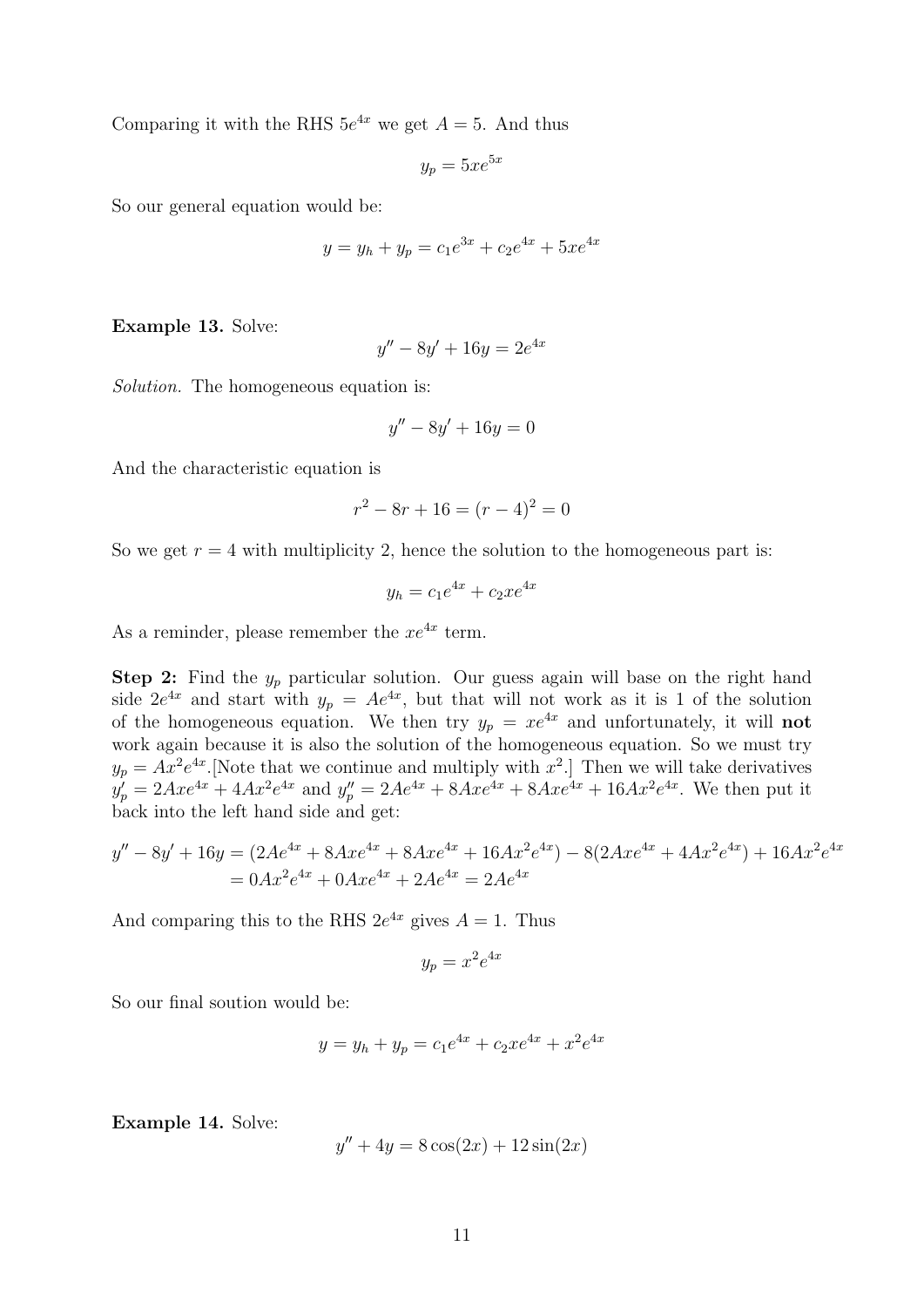Comparing it with the RHS $5e^{4x}$ we get $A = 5$. And thus

$$y_p = 5xe^{5x}$$

So our general equation would be:

$$y = y_h + y_p = c_1e^{3x} + c_2e^{4x} + 5xe^{4x}$$

**Example 13.** Solve:

$$y'' - 8y' + 16y = 2e^{4x}$$

*Solution.* The homogeneous equation is:

$$y'' - 8y' + 16y = 0$$

And the characteristic equation is

$$r^2 - 8r + 16 = (r-4)^2 = 0$$

So we get $r = 4$ with multiplicity 2, hence the solution to the homogeneous part is:

$$y_h = c_1e^{4x} + c_2xe^{4x}$$

As a reminder, please remember the $xe^{4x}$ term.

**Step 2:** Find the $y_p$ particular solution. Our guess again will base on the right hand side $2e^{4x}$ and start with $y_p = Ae^{4x}$, but that will not work as it is 1 of the solution of the homogeneous equation. We then try $y_p = xe^{4x}$ and unfortunately, it will **not** work again because it is also the solution of the homogeneous equation. So we must try $y_p = Ax^2e^{4x}$.[Note that we continue and multiply with $x^2$.] Then we will take derivatives $y_p' = 2Axe^{4x} + 4Ax^2e^{4x}$ and $y_p'' = 2Ae^{4x} + 8Axe^{4x} + 8Axe^{4x} + 16Ax^2e^{4x}$. We then put it back into the left hand side and get:

$$\begin{aligned} y'' - 8y' + 16y &= (2Ae^{4x} + 8Axe^{4x} + 8Axe^{4x} + 16Ax^2e^{4x}) - 8(2Axe^{4x} + 4Ax^2e^{4x}) + 16Ax^2e^{4x} \\ &= 0Ax^2e^{4x} + 0Axe^{4x} + 2Ae^{4x} = 2Ae^{4x} \end{aligned}$$

And comparing this to the RHS $2e^{4x}$ gives $A = 1$. Thus

$$y_p = x^2e^{4x}$$

So our final soution would be:

$$y = y_h + y_p = c_1e^{4x} + c_2xe^{4x} + x^2e^{4x}$$

**Example 14.** Solve:

$$y'' + 4y = 8\cos(2x) + 12\sin(2x)$$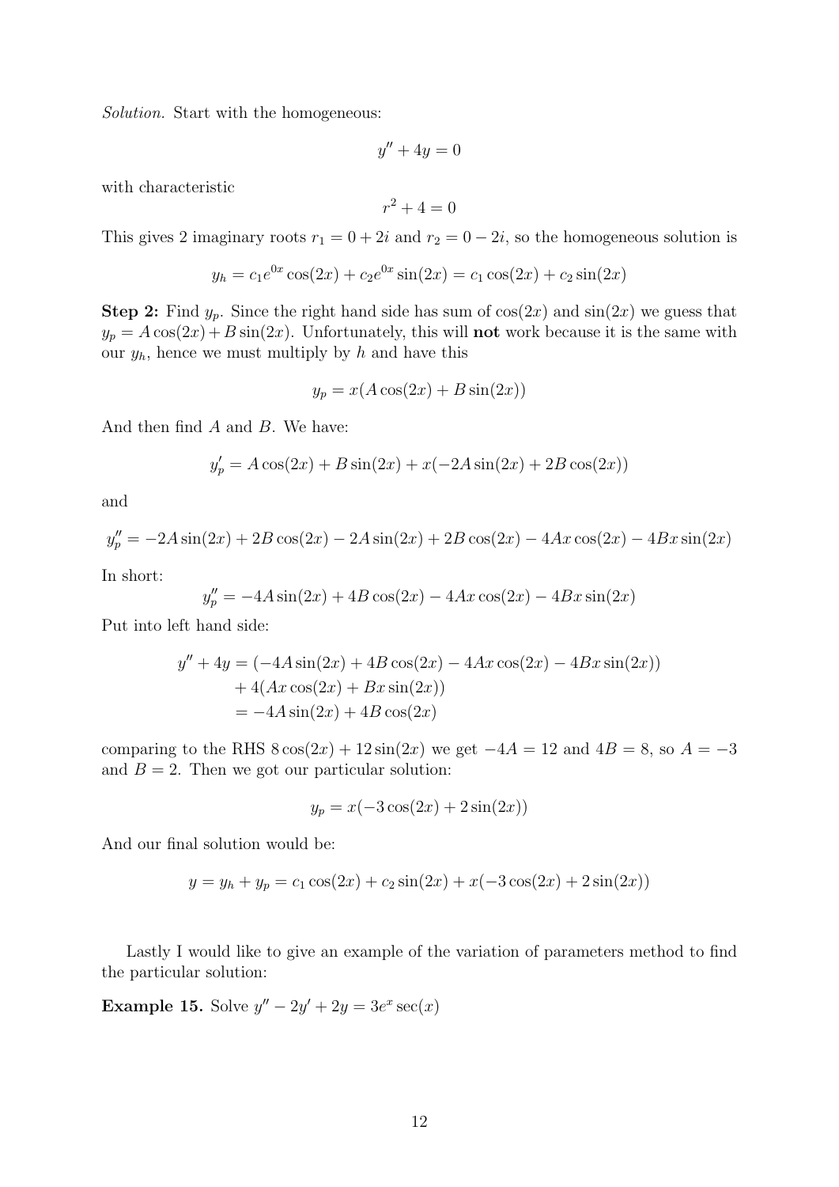*Solution.* Start with the homogeneous:

$$y'' + 4y = 0$$

with characteristic

$$r^2 + 4 = 0$$

This gives 2 imaginary roots $r_1 = 0 + 2i$ and $r_2 = 0 - 2i$, so the homogeneous solution is

$$y_h = c_1 e^{0x}\cos(2x) + c_2 e^{0x}\sin(2x) = c_1\cos(2x) + c_2\sin(2x)$$

**Step 2:** Find $y_p$. Since the right hand side has sum of $\cos(2x)$ and $\sin(2x)$ we guess that $y_p = A\cos(2x) + B\sin(2x)$. Unfortunately, this will **not** work because it is the same with our $y_h$, hence we must multiply by $h$ and have this

$$y_p = x(A\cos(2x) + B\sin(2x))$$

And then find $A$ and $B$. We have:

$$y_p' = A\cos(2x) + B\sin(2x) + x(-2A\sin(2x) + 2B\cos(2x))$$

and

$$y_p'' = -2A\sin(2x) + 2B\cos(2x) - 2A\sin(2x) + 2B\cos(2x) - 4Ax\cos(2x) - 4Bx\sin(2x)$$

In short:

$$y_p'' = -4A\sin(2x) + 4B\cos(2x) - 4Ax\cos(2x) - 4Bx\sin(2x)$$

Put into left hand side:

$$\begin{aligned} y'' + 4y &= (-4A\sin(2x) + 4B\cos(2x) - 4Ax\cos(2x) - 4Bx\sin(2x)) \\ &\quad + 4(Ax\cos(2x) + Bx\sin(2x)) \\ &= -4A\sin(2x) + 4B\cos(2x) \end{aligned}$$

comparing to the RHS $8\cos(2x) + 12\sin(2x)$ we get $-4A = 12$ and $4B = 8$, so $A = -3$ and $B = 2$. Then we got our particular solution:

$$y_p = x(-3\cos(2x) + 2\sin(2x))$$

And our final solution would be:

$$y = y_h + y_p = c_1\cos(2x) + c_2\sin(2x) + x(-3\cos(2x) + 2\sin(2x))$$

Lastly I would like to give an example of the variation of parameters method to find the particular solution:

**Example 15.** Solve $y'' - 2y' + 2y = 3e^x\sec(x)$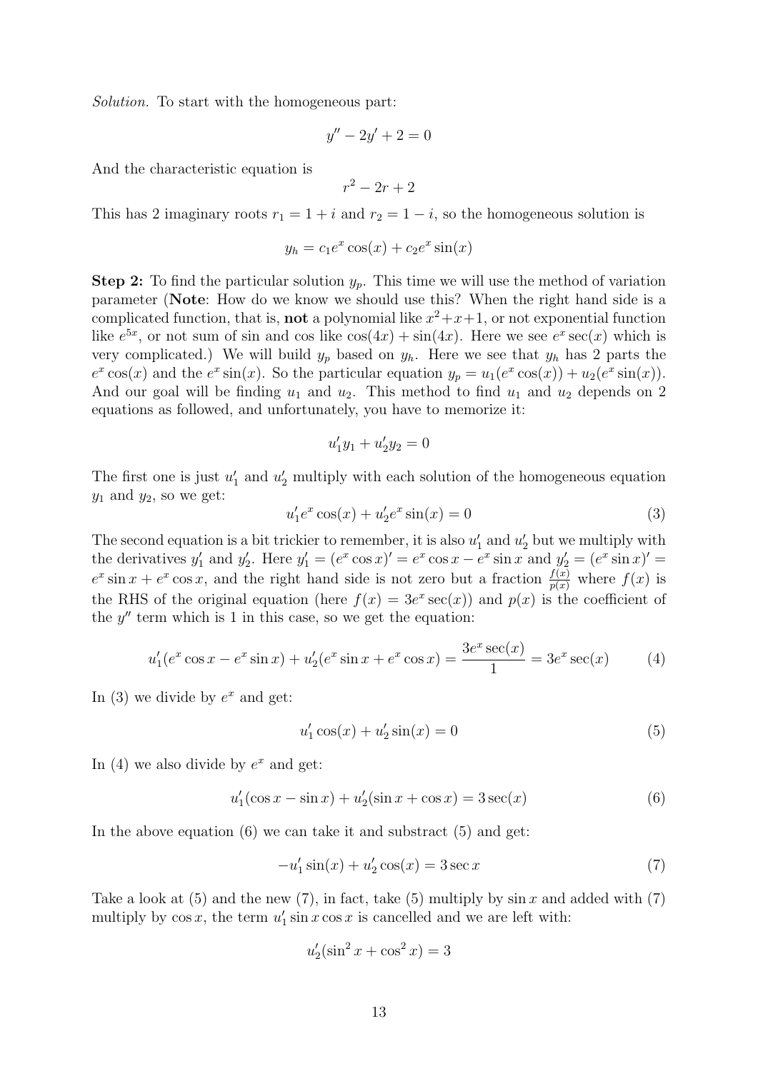*Solution.* To start with the homogeneous part:

$$y'' - 2y' + 2 = 0$$

And the characteristic equation is

$$r^2 - 2r + 2$$

This has 2 imaginary roots $r_1 = 1 + i$ and $r_2 = 1 - i$, so the homogeneous solution is

$$y_h = c_1 e^x \cos(x) + c_2 e^x \sin(x)$$

**Step 2:** To find the particular solution $y_p$. This time we will use the method of variation parameter (**Note**: How do we know we should use this? When the right hand side is a complicated function, that is, **not** a polynomial like $x^2+x+1$, or not exponential function like $e^{5x}$, or not sum of sin and cos like $\cos(4x) + \sin(4x)$. Here we see $e^x \sec(x)$ which is very complicated.) We will build $y_p$ based on $y_h$. Here we see that $y_h$ has 2 parts the $e^x \cos(x)$ and the $e^x \sin(x)$. So the particular equation $y_p = u_1(e^x \cos(x)) + u_2(e^x \sin(x))$. And our goal will be finding $u_1$ and $u_2$. This method to find $u_1$ and $u_2$ depends on 2 equations as followed, and unfortunately, you have to memorize it:

$$u_1' y_1 + u_2' y_2 = 0$$

The first one is just $u_1'$ and $u_2'$ multiply with each solution of the homogeneous equation $y_1$ and $y_2$, so we get:

$$u_1' e^x \cos(x) + u_2' e^x \sin(x) = 0 \tag{3}$$

The second equation is a bit trickier to remember, it is also $u_1'$ and $u_2'$ but we multiply with the derivatives $y_1'$ and $y_2'$. Here $y_1' = (e^x \cos x)' = e^x \cos x - e^x \sin x$ and $y_2' = (e^x \sin x)' = e^x \sin x + e^x \cos x$, and the right hand side is not zero but a fraction $\frac{f(x)}{p(x)}$ where $f(x)$ is the RHS of the original equation (here $f(x) = 3e^x \sec(x)$) and $p(x)$ is the coefficient of the $y''$ term which is 1 in this case, so we get the equation:

$$u_1'(e^x \cos x - e^x \sin x) + u_2'(e^x \sin x + e^x \cos x) = \frac{3e^x \sec(x)}{1} = 3e^x \sec(x) \tag{4}$$

In (3) we divide by $e^x$ and get:

$$u_1' \cos(x) + u_2' \sin(x) = 0 \tag{5}$$

In (4) we also divide by $e^x$ and get:

$$u_1'(\cos x - \sin x) + u_2'(\sin x + \cos x) = 3\sec(x) \tag{6}$$

In the above equation (6) we can take it and substract (5) and get:

$$-u_1' \sin(x) + u_2' \cos(x) = 3 \sec x \tag{7}$$

Take a look at (5) and the new (7), in fact, take (5) multiply by $\sin x$ and added with (7) multiply by $\cos x$, the term $u_1' \sin x \cos x$ is cancelled and we are left with:

$$u_2'(\sin^2 x + \cos^2 x) = 3$$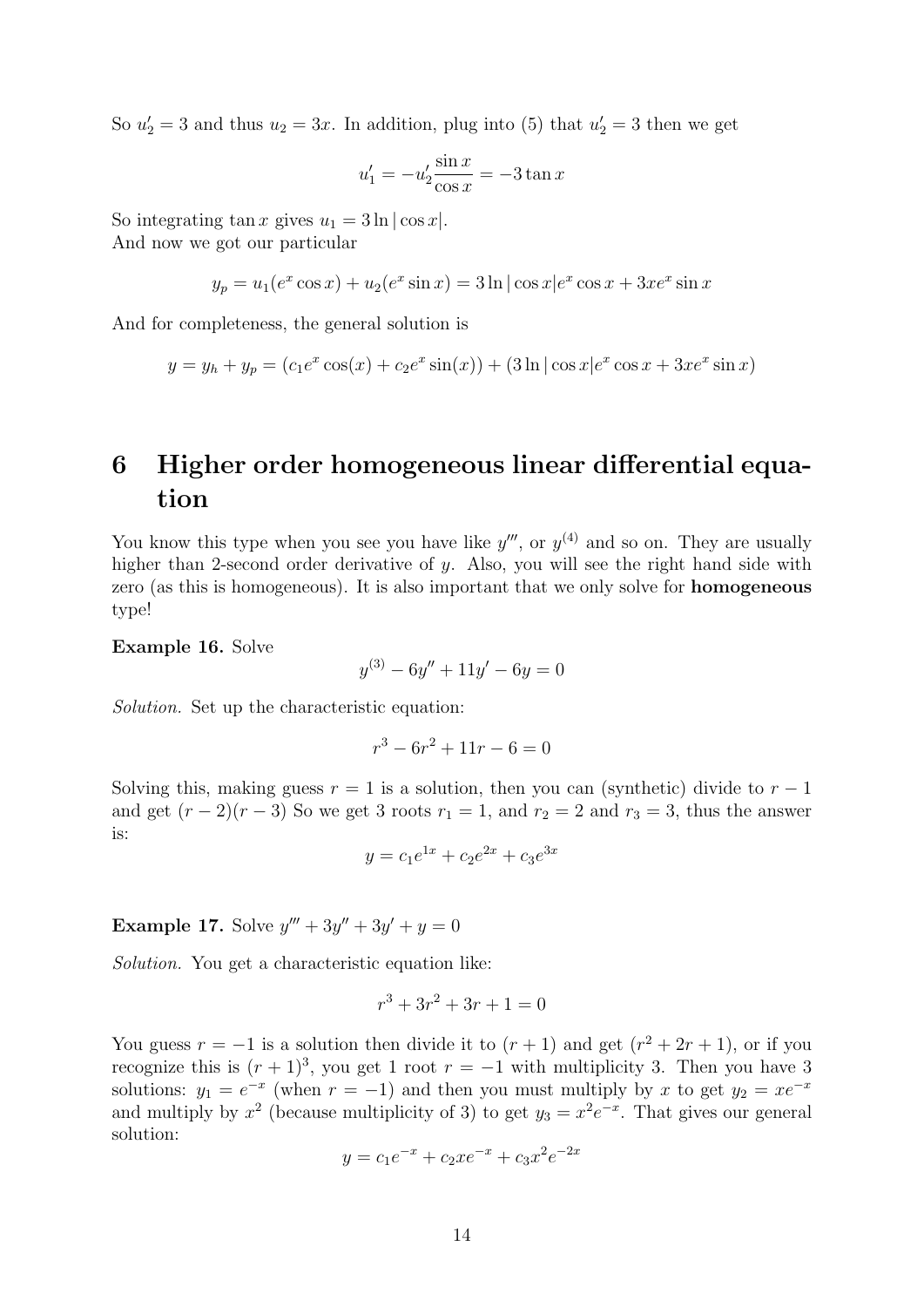So $u_2' = 3$ and thus $u_2 = 3x$. In addition, plug into (5) that $u_2' = 3$ then we get

$$u_1' = -u_2' \frac{\sin x}{\cos x} = -3 \tan x$$

So integrating $\tan x$ gives $u_1 = 3 \ln |\cos x|$.
And now we got our particular

$$y_p = u_1(e^x \cos x) + u_2(e^x \sin x) = 3 \ln |\cos x| e^x \cos x + 3x e^x \sin x$$

And for completeness, the general solution is

$$y = y_h + y_p = (c_1 e^x \cos(x) + c_2 e^x \sin(x)) + (3 \ln |\cos x| e^x \cos x + 3x e^x \sin x)$$

# 6 Higher order homogeneous linear differential equation

You know this type when you see you have like $y'''$, or $y^{(4)}$ and so on. They are usually higher than 2-second order derivative of $y$. Also, you will see the right hand side with zero (as this is homogeneous). It is also important that we only solve for **homogeneous** type!

**Example 16.** Solve

$$y^{(3)} - 6y'' + 11y' - 6y = 0$$

*Solution.* Set up the characteristic equation:

$$r^3 - 6r^2 + 11r - 6 = 0$$

Solving this, making guess $r = 1$ is a solution, then you can (synthetic) divide to $r - 1$ and get $(r-2)(r-3)$ So we get 3 roots $r_1 = 1$, and $r_2 = 2$ and $r_3 = 3$, thus the answer is:

$$y = c_1 e^{1x} + c_2 e^{2x} + c_3 e^{3x}$$

**Example 17.** Solve $y''' + 3y'' + 3y' + y = 0$

*Solution.* You get a characteristic equation like:

$$r^3 + 3r^2 + 3r + 1 = 0$$

You guess $r = -1$ is a solution then divide it to $(r+1)$ and get $(r^2 + 2r + 1)$, or if you recognize this is $(r+1)^3$, you get 1 root $r = -1$ with multiplicity 3. Then you have 3 solutions: $y_1 = e^{-x}$ (when $r = -1$) and then you must multiply by $x$ to get $y_2 = xe^{-x}$ and multiply by $x^2$ (because multiplicity of 3) to get $y_3 = x^2 e^{-x}$. That gives our general solution:

$$y = c_1 e^{-x} + c_2 x e^{-x} + c_3 x^2 e^{-2x}$$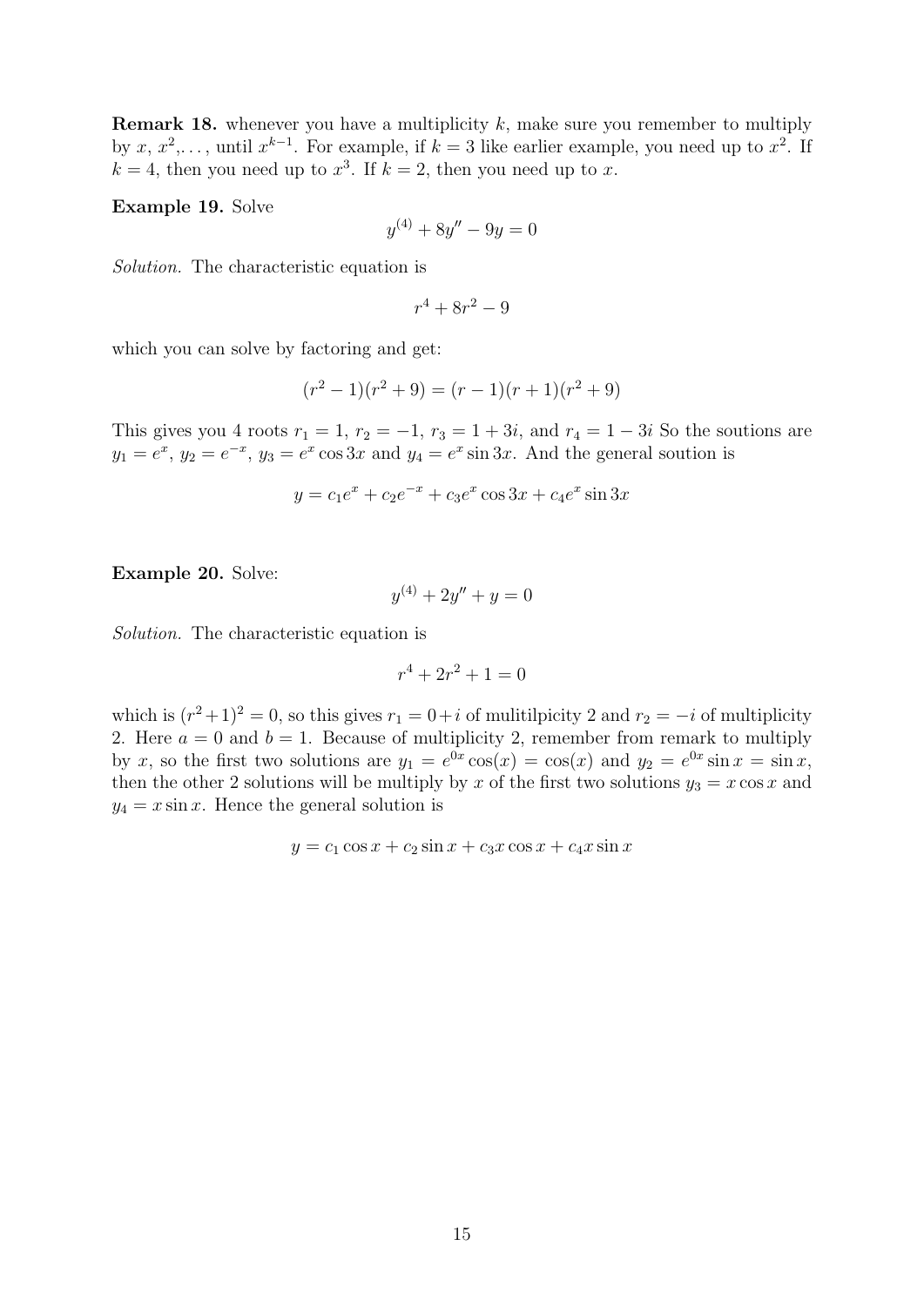**Remark 18.** whenever you have a multiplicity $k$, make sure you remember to multiply by $x$, $x^2$,..., until $x^{k-1}$. For example, if $k = 3$ like earlier example, you need up to $x^2$. If $k = 4$, then you need up to $x^3$. If $k = 2$, then you need up to $x$.

**Example 19.** Solve

$$y^{(4)} + 8y'' - 9y = 0$$

*Solution.* The characteristic equation is

$$r^4 + 8r^2 - 9$$

which you can solve by factoring and get:

$$(r^2 - 1)(r^2 + 9) = (r - 1)(r + 1)(r^2 + 9)$$

This gives you 4 roots $r_1 = 1$, $r_2 = -1$, $r_3 = 1 + 3i$, and $r_4 = 1 - 3i$ So the soutions are $y_1 = e^x$, $y_2 = e^{-x}$, $y_3 = e^x \cos 3x$ and $y_4 = e^x \sin 3x$. And the general soution is

$$y = c_1 e^x + c_2 e^{-x} + c_3 e^x \cos 3x + c_4 e^x \sin 3x$$

**Example 20.** Solve:

$$y^{(4)} + 2y'' + y = 0$$

*Solution.* The characteristic equation is

$$r^4 + 2r^2 + 1 = 0$$

which is $(r^2+1)^2 = 0$, so this gives $r_1 = 0+i$ of mulitilpicity 2 and $r_2 = -i$ of multiplicity 2. Here $a = 0$ and $b = 1$. Because of multiplicity 2, remember from remark to multiply by $x$, so the first two solutions are $y_1 = e^{0x}\cos(x) = \cos(x)$ and $y_2 = e^{0x}\sin x = \sin x$, then the other 2 solutions will be multiply by $x$ of the first two solutions $y_3 = x \cos x$ and $y_4 = x \sin x$. Hence the general solution is

$$y = c_1 \cos x + c_2 \sin x + c_3 x \cos x + c_4 x \sin x$$